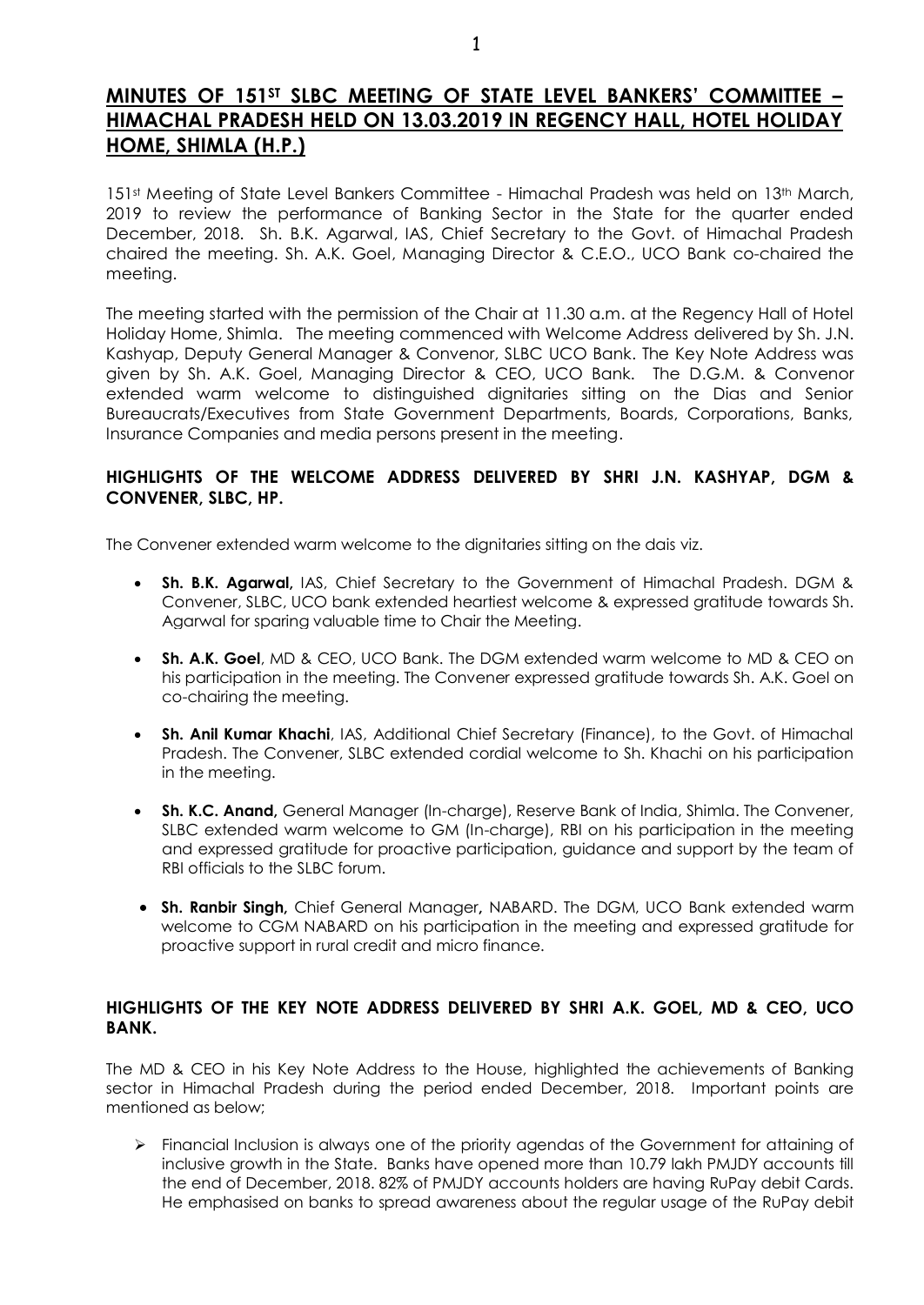# MINUTES OF 151ST SLBC MEETING OF STATE LEVEL BANKERS' COMMITTEE – HIMACHAL PRADESH HELD ON 13.03.2019 IN REGENCY HALL, HOTEL HOLIDAY HOME, SHIMLA (H.P.)

151st Meeting of State Level Bankers Committee - Himachal Pradesh was held on 13th March, 2019 to review the performance of Banking Sector in the State for the quarter ended December, 2018. Sh. B.K. Agarwal, IAS, Chief Secretary to the Govt. of Himachal Pradesh chaired the meeting. Sh. A.K. Goel, Managing Director & C.E.O., UCO Bank co-chaired the meeting.

The meeting started with the permission of the Chair at 11.30 a.m. at the Regency Hall of Hotel Holiday Home, Shimla. The meeting commenced with Welcome Address delivered by Sh. J.N. Kashyap, Deputy General Manager & Convenor, SLBC UCO Bank. The Key Note Address was given by Sh. A.K. Goel, Managing Director & CEO, UCO Bank. The D.G.M. & Convenor extended warm welcome to distinguished dignitaries sitting on the Dias and Senior Bureaucrats/Executives from State Government Departments, Boards, Corporations, Banks, Insurance Companies and media persons present in the meeting.

## HIGHLIGHTS OF THE WELCOME ADDRESS DELIVERED BY SHRI J.N. KASHYAP, DGM & CONVENER, SLBC, HP.

The Convener extended warm welcome to the dignitaries sitting on the dais viz.

- **Sh. B.K. Agarwal,** IAS, Chief Secretary to the Government of Himachal Pradesh. DGM & Convener, SLBC, UCO bank extended heartiest welcome & expressed gratitude towards Sh. Agarwal for sparing valuable time to Chair the Meeting.
- **Sh. A.K. Goel**, MD & CEO, UCO Bank. The DGM extended warm welcome to MD & CEO on his participation in the meeting. The Convener expressed gratitude towards Sh. A.K. Goel on co-chairing the meeting.
- **Sh. Anil Kumar Khachi**, IAS, Additional Chief Secretary (Finance), to the Govt. of Himachal Pradesh. The Convener, SLBC extended cordial welcome to Sh. Khachi on his participation in the meeting.
- **Sh. K.C. Anand,** General Manager (In-charge), Reserve Bank of India, Shimla. The Convener, SLBC extended warm welcome to GM (In-charge), RBI on his participation in the meeting and expressed gratitude for proactive participation, guidance and support by the team of RBI officials to the SLBC forum.
- **Sh. Ranbir Singh,** Chief General Manager**,** NABARD. The DGM, UCO Bank extended warm welcome to CGM NABARD on his participation in the meeting and expressed gratitude for proactive support in rural credit and micro finance.

## HIGHLIGHTS OF THE KEY NOTE ADDRESS DELIVERED BY SHRI A.K. GOEL, MD & CEO, UCO BANK.

The MD & CEO in his Key Note Address to the House, highlighted the achievements of Banking sector in Himachal Pradesh during the period ended December, 2018. Important points are mentioned as below;

- Financial Inclusion is always one of the priority agendas of the Government for attaining of inclusive growth in the State. Banks have opened more than 10.79 lakh PMJDY accounts till the end of December, 2018. 82% of PMJDY accounts holders are having RuPay debit Cards. He emphasised on banks to spread awareness about the regular usage of the RuPay debit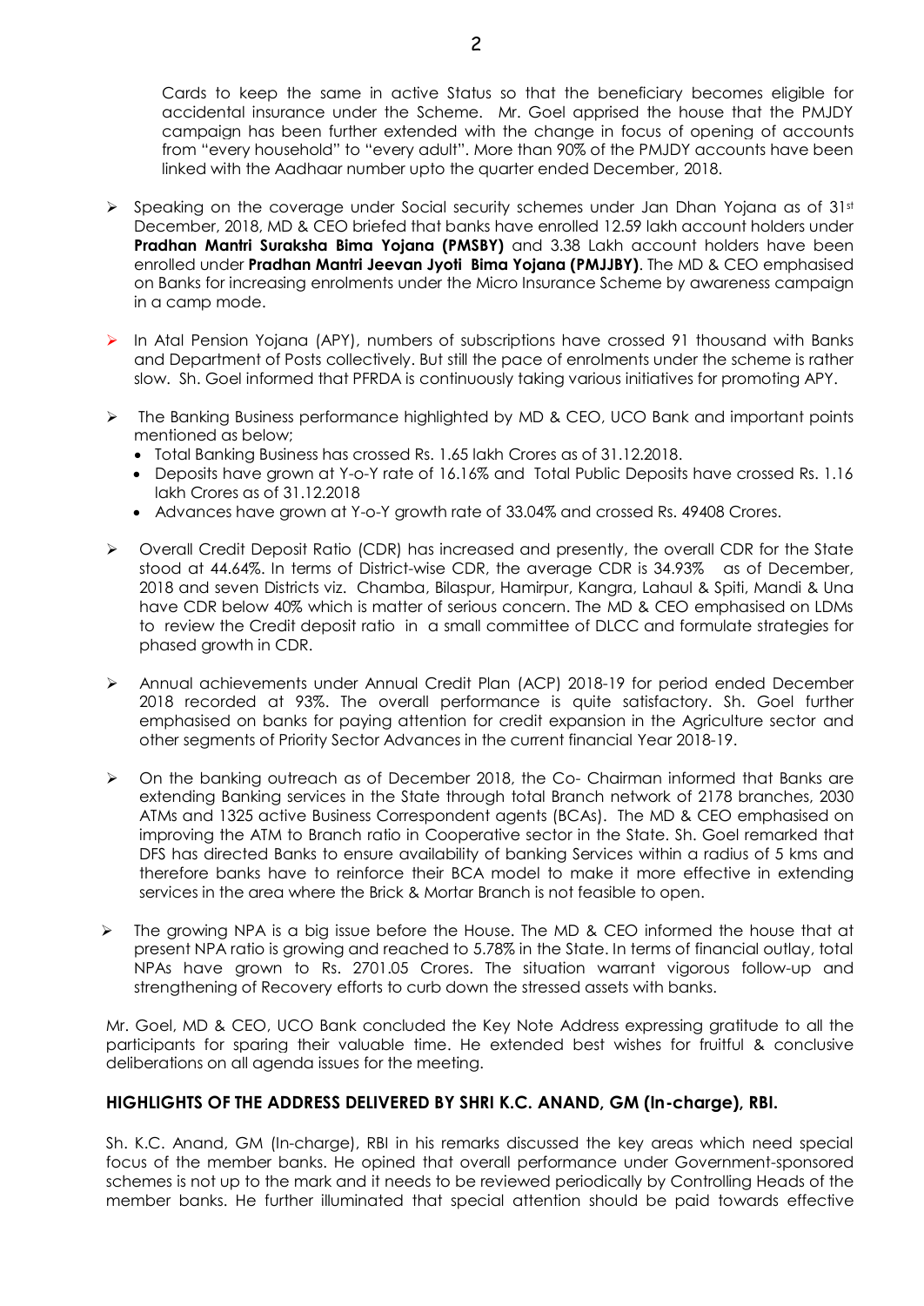Cards to keep the same in active Status so that the beneficiary becomes eligible for accidental insurance under the Scheme. Mr. Goel apprised the house that the PMJDY campaign has been further extended with the change in focus of opening of accounts from "every household" to "every adult". More than 90% of the PMJDY accounts have been linked with the Aadhaar number upto the quarter ended December, 2018.

- Speaking on the coverage under Social security schemes under Jan Dhan Yojana as of 31st December, 2018, MD & CEO briefed that banks have enrolled 12.59 lakh account holders under **Pradhan Mantri Suraksha Bima Yojana (PMSBY)** and 3.38 Lakh account holders have been enrolled under **Pradhan Mantri Jeevan Jyoti Bima Yojana (PMJJBY)**. The MD & CEO emphasised on Banks for increasing enrolments under the Micro Insurance Scheme by awareness campaign in a camp mode.

- In Atal Pension Yojana (APY), numbers of subscriptions have crossed 91 thousand with Banks and Department of Posts collectively. But still the pace of enrolments under the scheme is rather slow. Sh. Goel informed that PFRDA is continuously taking various initiatives for promoting APY.

- The Banking Business performance highlighted by MD & CEO, UCO Bank and important points mentioned as below;
  - Total Banking Business has crossed Rs. 1.65 lakh Crores as of 31.12.2018.
  - Deposits have grown at Y-o-Y rate of 16.16% and Total Public Deposits have crossed Rs. 1.16 lakh Crores as of 31.12.2018
  - Advances have grown at Y-o-Y growth rate of 33.04% and crossed Rs. 49408 Crores.

- Overall Credit Deposit Ratio (CDR) has increased and presently, the overall CDR for the State stood at 44.64%. In terms of District-wise CDR, the average CDR is 34.93% as of December, 2018 and seven Districts viz. Chamba, Bilaspur, Hamirpur, Kangra, Lahaul & Spiti, Mandi & Una have CDR below 40% which is matter of serious concern. The MD & CEO emphasised on LDMs to review the Credit deposit ratio in a small committee of DLCC and formulate strategies for phased growth in CDR.

- Annual achievements under Annual Credit Plan (ACP) 2018-19 for period ended December 2018 recorded at 93%. The overall performance is quite satisfactory. Sh. Goel further emphasised on banks for paying attention for credit expansion in the Agriculture sector and other segments of Priority Sector Advances in the current financial Year 2018-19.

- On the banking outreach as of December 2018, the Co- Chairman informed that Banks are extending Banking services in the State through total Branch network of 2178 branches, 2030 ATMs and 1325 active Business Correspondent agents (BCAs). The MD & CEO emphasised on improving the ATM to Branch ratio in Cooperative sector in the State. Sh. Goel remarked that DFS has directed Banks to ensure availability of banking Services within a radius of 5 kms and therefore banks have to reinforce their BCA model to make it more effective in extending services in the area where the Brick & Mortar Branch is not feasible to open.

- The growing NPA is a big issue before the House. The MD & CEO informed the house that at present NPA ratio is growing and reached to 5.78% in the State. In terms of financial outlay, total NPAs have grown to Rs. 2701.05 Crores. The situation warrant vigorous follow-up and strengthening of Recovery efforts to curb down the stressed assets with banks.

Mr. Goel, MD & CEO, UCO Bank concluded the Key Note Address expressing gratitude to all the participants for sparing their valuable time. He extended best wishes for fruitful & conclusive deliberations on all agenda issues for the meeting.

## HIGHLIGHTS OF THE ADDRESS DELIVERED BY SHRI K.C. ANAND, GM (In-charge), RBI.

Sh. K.C. Anand, GM (In-charge), RBI in his remarks discussed the key areas which need special focus of the member banks. He opined that overall performance under Government-sponsored schemes is not up to the mark and it needs to be reviewed periodically by Controlling Heads of the member banks. He further illuminated that special attention should be paid towards effective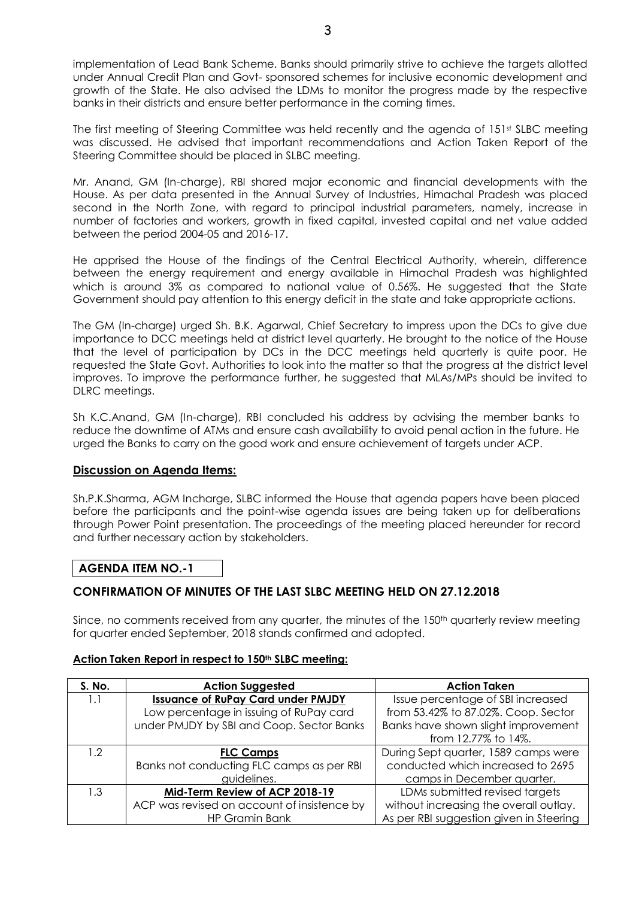implementation of Lead Bank Scheme. Banks should primarily strive to achieve the targets allotted under Annual Credit Plan and Govt- sponsored schemes for inclusive economic development and growth of the State. He also advised the LDMs to monitor the progress made by the respective banks in their districts and ensure better performance in the coming times.

The first meeting of Steering Committee was held recently and the agenda of 151st SLBC meeting was discussed. He advised that important recommendations and Action Taken Report of the Steering Committee should be placed in SLBC meeting.

Mr. Anand, GM (In-charge), RBI shared major economic and financial developments with the House. As per data presented in the Annual Survey of Industries, Himachal Pradesh was placed second in the North Zone, with regard to principal industrial parameters, namely, increase in number of factories and workers, growth in fixed capital, invested capital and net value added between the period 2004-05 and 2016-17.

He apprised the House of the findings of the Central Electrical Authority, wherein, difference between the energy requirement and energy available in Himachal Pradesh was highlighted which is around 3% as compared to national value of 0.56%. He suggested that the State Government should pay attention to this energy deficit in the state and take appropriate actions.

The GM (In-charge) urged Sh. B.K. Agarwal, Chief Secretary to impress upon the DCs to give due importance to DCC meetings held at district level quarterly. He brought to the notice of the House that the level of participation by DCs in the DCC meetings held quarterly is quite poor. He requested the State Govt. Authorities to look into the matter so that the progress at the district level improves. To improve the performance further, he suggested that MLAs/MPs should be invited to DLRC meetings.

Sh K.C.Anand, GM (In-charge), RBI concluded his address by advising the member banks to reduce the downtime of ATMs and ensure cash availability to avoid penal action in the future. He urged the Banks to carry on the good work and ensure achievement of targets under ACP.

## Discussion on Agenda Items:

Sh.P.K.Sharma, AGM Incharge, SLBC informed the House that agenda papers have been placed before the participants and the point-wise agenda issues are being taken up for deliberations through Power Point presentation. The proceedings of the meeting placed hereunder for record and further necessary action by stakeholders.

## AGENDA ITEM NO.-1

### CONFIRMATION OF MINUTES OF THE LAST SLBC MEETING HELD ON 27.12.2018

Since, no comments received from any quarter, the minutes of the 150th quarterly review meeting for quarter ended September, 2018 stands confirmed and adopted.

**Action Taken Report in respect to 150th SLBC meeting:**

| S. No. | Action Suggested | Action Taken |
|---|---|---|
| 1.1 | **Issuance of RuPay Card under PMJDY** Low percentage in issuing of RuPay card under PMJDY by SBI and Coop. Sector Banks | Issue percentage of SBI increased from 53.42% to 87.02%. Coop. Sector Banks have shown slight improvement from 12.77% to 14%. |
| 1.2 | **FLC Camps** Banks not conducting FLC camps as per RBI guidelines. | During Sept quarter, 1589 camps were conducted which increased to 2695 camps in December quarter. |
| 1.3 | **Mid-Term Review of ACP 2018-19** ACP was revised on account of insistence by HP Gramin Bank | LDMs submitted revised targets without increasing the overall outlay. As per RBI suggestion given in Steering |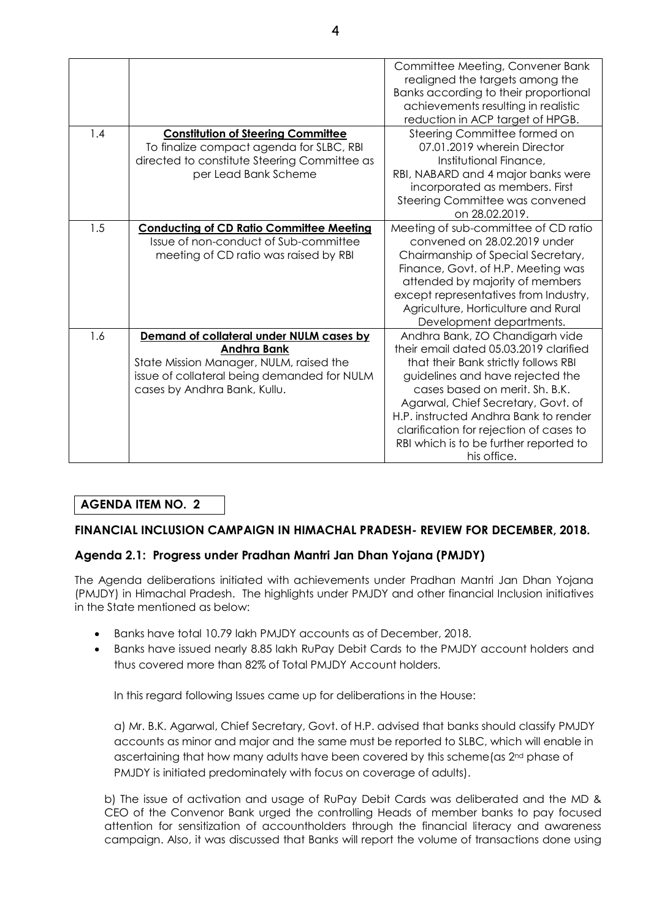| | | |
|---|---|---|
| | | Committee Meeting, Convener Bank realigned the targets among the Banks according to their proportional achievements resulting in realistic reduction in ACP target of HPGB. |
| 1.4 | **Constitution of Steering Committee**<br>To finalize compact agenda for SLBC, RBI directed to constitute Steering Committee as per Lead Bank Scheme | Steering Committee formed on 07.01.2019 wherein Director Institutional Finance, RBI, NABARD and 4 major banks were incorporated as members. First Steering Committee was convened on 28.02.2019. |
| 1.5 | **Conducting of CD Ratio Committee Meeting**<br>Issue of non-conduct of Sub-committee meeting of CD ratio was raised by RBI | Meeting of sub-committee of CD ratio convened on 28.02.2019 under Chairmanship of Special Secretary, Finance, Govt. of H.P. Meeting was attended by majority of members except representatives from Industry, Agriculture, Horticulture and Rural Development departments. |
| 1.6 | **Demand of collateral under NULM cases by Andhra Bank**<br>State Mission Manager, NULM, raised the issue of collateral being demanded for NULM cases by Andhra Bank, Kullu. | Andhra Bank, ZO Chandigarh vide their email dated 05.03.2019 clarified that their Bank strictly follows RBI guidelines and have rejected the cases based on merit. Sh. B.K. Agarwal, Chief Secretary, Govt. of H.P. instructed Andhra Bank to render clarification for rejection of cases to RBI which is to be further reported to his office. |

**AGENDA ITEM NO. 2**

### FINANCIAL INCLUSION CAMPAIGN IN HIMACHAL PRADESH- REVIEW FOR DECEMBER, 2018.

#### Agenda 2.1: Progress under Pradhan Mantri Jan Dhan Yojana (PMJDY)

The Agenda deliberations initiated with achievements under Pradhan Mantri Jan Dhan Yojana (PMJDY) in Himachal Pradesh. The highlights under PMJDY and other financial Inclusion initiatives in the State mentioned as below:

- Banks have total 10.79 lakh PMJDY accounts as of December, 2018.
- Banks have issued nearly 8.85 lakh RuPay Debit Cards to the PMJDY account holders and thus covered more than 82% of Total PMJDY Account holders.

In this regard following Issues came up for deliberations in the House:

a) Mr. B.K. Agarwal, Chief Secretary, Govt. of H.P. advised that banks should classify PMJDY accounts as minor and major and the same must be reported to SLBC, which will enable in ascertaining that how many adults have been covered by this scheme(as 2nd phase of PMJDY is initiated predominately with focus on coverage of adults).

b) The issue of activation and usage of RuPay Debit Cards was deliberated and the MD & CEO of the Convenor Bank urged the controlling Heads of member banks to pay focused attention for sensitization of accountholders through the financial literacy and awareness campaign. Also, it was discussed that Banks will report the volume of transactions done using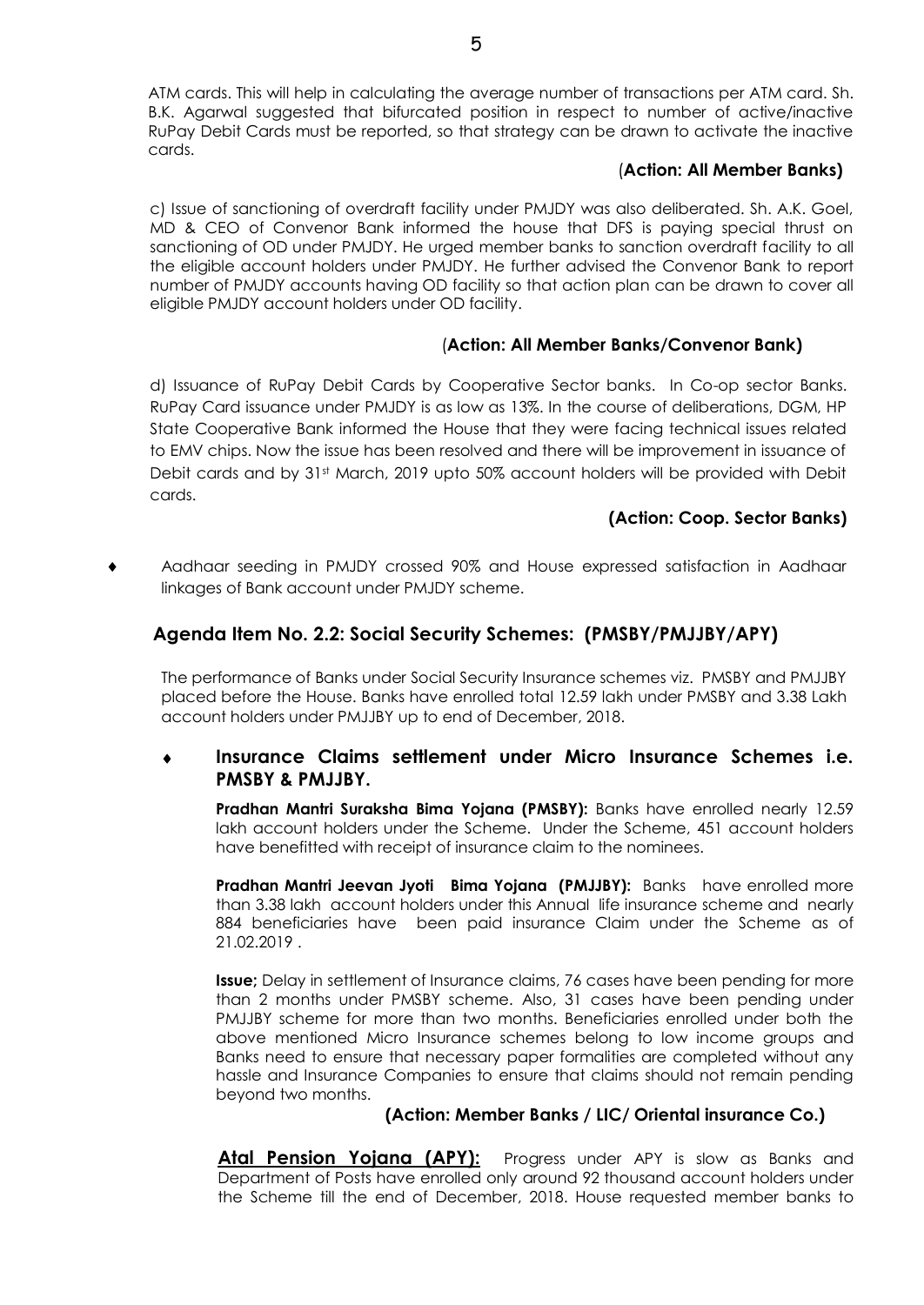ATM cards. This will help in calculating the average number of transactions per ATM card. Sh. B.K. Agarwal suggested that bifurcated position in respect to number of active/inactive RuPay Debit Cards must be reported, so that strategy can be drawn to activate the inactive cards.

**(Action: All Member Banks)**

c) Issue of sanctioning of overdraft facility under PMJDY was also deliberated. Sh. A.K. Goel, MD & CEO of Convenor Bank informed the house that DFS is paying special thrust on sanctioning of OD under PMJDY. He urged member banks to sanction overdraft facility to all the eligible account holders under PMJDY. He further advised the Convenor Bank to report number of PMJDY accounts having OD facility so that action plan can be drawn to cover all eligible PMJDY account holders under OD facility.

**(Action: All Member Banks/Convenor Bank)**

d) Issuance of RuPay Debit Cards by Cooperative Sector banks. In Co-op sector Banks. RuPay Card issuance under PMJDY is as low as 13%. In the course of deliberations, DGM, HP State Cooperative Bank informed the House that they were facing technical issues related to EMV chips. Now the issue has been resolved and there will be improvement in issuance of Debit cards and by 31st March, 2019 upto 50% account holders will be provided with Debit cards.

**(Action: Coop. Sector Banks)**

- Aadhaar seeding in PMJDY crossed 90% and House expressed satisfaction in Aadhaar linkages of Bank account under PMJDY scheme.

## Agenda Item No. 2.2: Social Security Schemes: (PMSBY/PMJJBY/APY)

The performance of Banks under Social Security Insurance schemes viz. PMSBY and PMJJBY placed before the House. Banks have enrolled total 12.59 lakh under PMSBY and 3.38 Lakh account holders under PMJJBY up to end of December, 2018.

- **Insurance Claims settlement under Micro Insurance Schemes i.e. PMSBY & PMJJBY.**

**Pradhan Mantri Suraksha Bima Yojana (PMSBY):** Banks have enrolled nearly 12.59 lakh account holders under the Scheme. Under the Scheme, 451 account holders have benefitted with receipt of insurance claim to the nominees.

**Pradhan Mantri Jeevan Jyoti Bima Yojana (PMJJBY):** Banks have enrolled more than 3.38 lakh account holders under this Annual life insurance scheme and nearly 884 beneficiaries have been paid insurance Claim under the Scheme as of 21.02.2019 .

**Issue;** Delay in settlement of Insurance claims, 76 cases have been pending for more than 2 months under PMSBY scheme. Also, 31 cases have been pending under PMJJBY scheme for more than two months. Beneficiaries enrolled under both the above mentioned Micro Insurance schemes belong to low income groups and Banks need to ensure that necessary paper formalities are completed without any hassle and Insurance Companies to ensure that claims should not remain pending beyond two months.

**(Action: Member Banks / LIC/ Oriental insurance Co.)**

**Atal Pension Yojana (APY):** Progress under APY is slow as Banks and Department of Posts have enrolled only around 92 thousand account holders under the Scheme till the end of December, 2018. House requested member banks to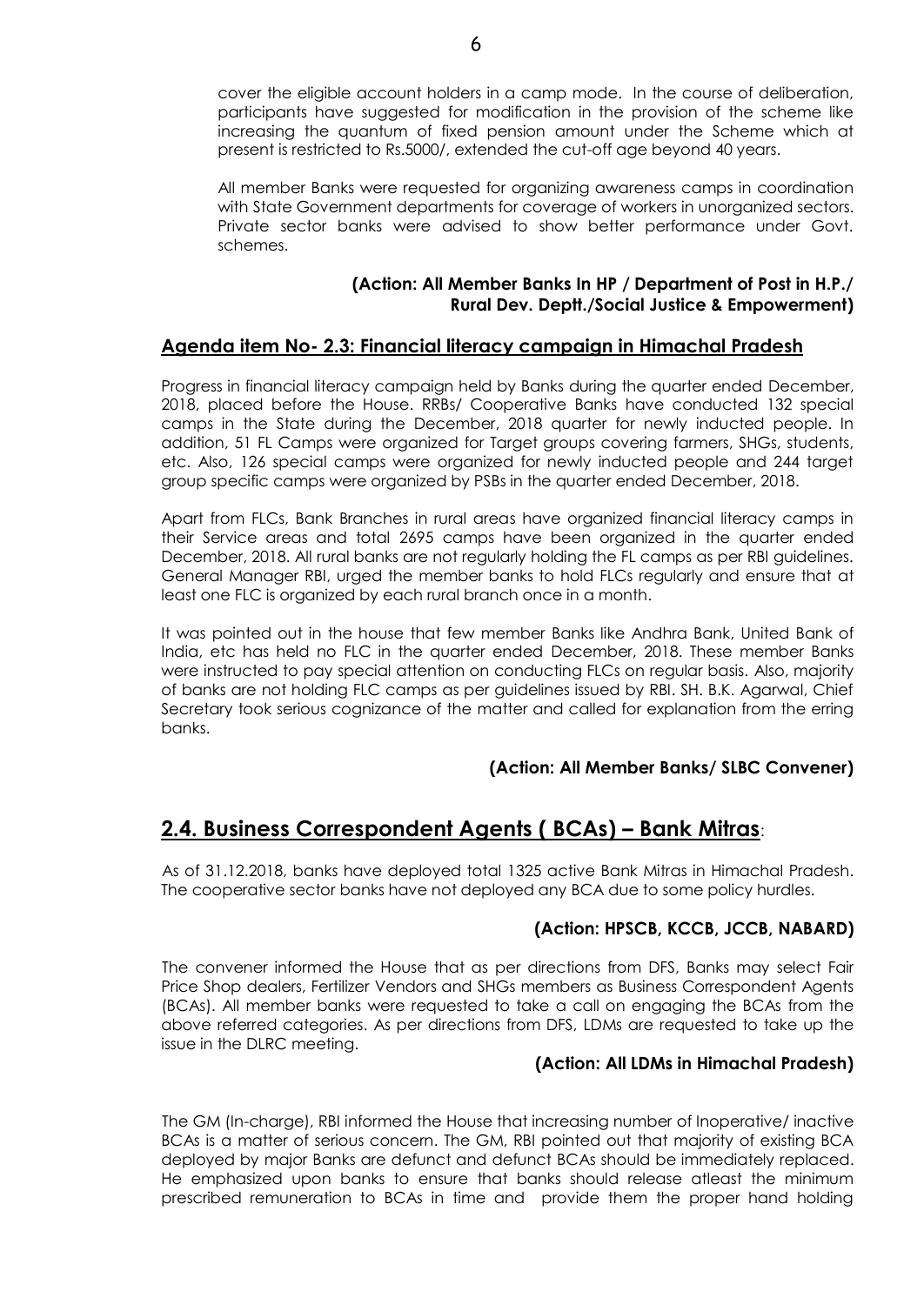cover the eligible account holders in a camp mode. In the course of deliberation, participants have suggested for modification in the provision of the scheme like increasing the quantum of fixed pension amount under the Scheme which at present is restricted to Rs.5000/, extended the cut-off age beyond 40 years.

All member Banks were requested for organizing awareness camps in coordination with State Government departments for coverage of workers in unorganized sectors. Private sector banks were advised to show better performance under Govt. schemes.

**(Action: All Member Banks In HP / Department of Post in H.P./ Rural Dev. Deptt./Social Justice & Empowerment)**

### Agenda item No- 2.3: Financial literacy campaign in Himachal Pradesh

Progress in financial literacy campaign held by Banks during the quarter ended December, 2018, placed before the House. RRBs/ Cooperative Banks have conducted 132 special camps in the State during the December, 2018 quarter for newly inducted people. In addition, 51 FL Camps were organized for Target groups covering farmers, SHGs, students, etc. Also, 126 special camps were organized for newly inducted people and 244 target group specific camps were organized by PSBs in the quarter ended December, 2018.

Apart from FLCs, Bank Branches in rural areas have organized financial literacy camps in their Service areas and total 2695 camps have been organized in the quarter ended December, 2018. All rural banks are not regularly holding the FL camps as per RBI guidelines. General Manager RBI, urged the member banks to hold FLCs regularly and ensure that at least one FLC is organized by each rural branch once in a month.

It was pointed out in the house that few member Banks like Andhra Bank, United Bank of India, etc has held no FLC in the quarter ended December, 2018. These member Banks were instructed to pay special attention on conducting FLCs on regular basis. Also, majority of banks are not holding FLC camps as per guidelines issued by RBI. SH. B.K. Agarwal, Chief Secretary took serious cognizance of the matter and called for explanation from the erring banks.

**(Action: All Member Banks/ SLBC Convener)**

## 2.4. Business Correspondent Agents ( BCAs) – Bank Mitras:

As of 31.12.2018, banks have deployed total 1325 active Bank Mitras in Himachal Pradesh. The cooperative sector banks have not deployed any BCA due to some policy hurdles.

**(Action: HPSCB, KCCB, JCCB, NABARD)**

The convener informed the House that as per directions from DFS, Banks may select Fair Price Shop dealers, Fertilizer Vendors and SHGs members as Business Correspondent Agents (BCAs). All member banks were requested to take a call on engaging the BCAs from the above referred categories. As per directions from DFS, LDMs are requested to take up the issue in the DLRC meeting.

**(Action: All LDMs in Himachal Pradesh)**

The GM (In-charge), RBI informed the House that increasing number of Inoperative/ inactive BCAs is a matter of serious concern. The GM, RBI pointed out that majority of existing BCA deployed by major Banks are defunct and defunct BCAs should be immediately replaced. He emphasized upon banks to ensure that banks should release atleast the minimum prescribed remuneration to BCAs in time and provide them the proper hand holding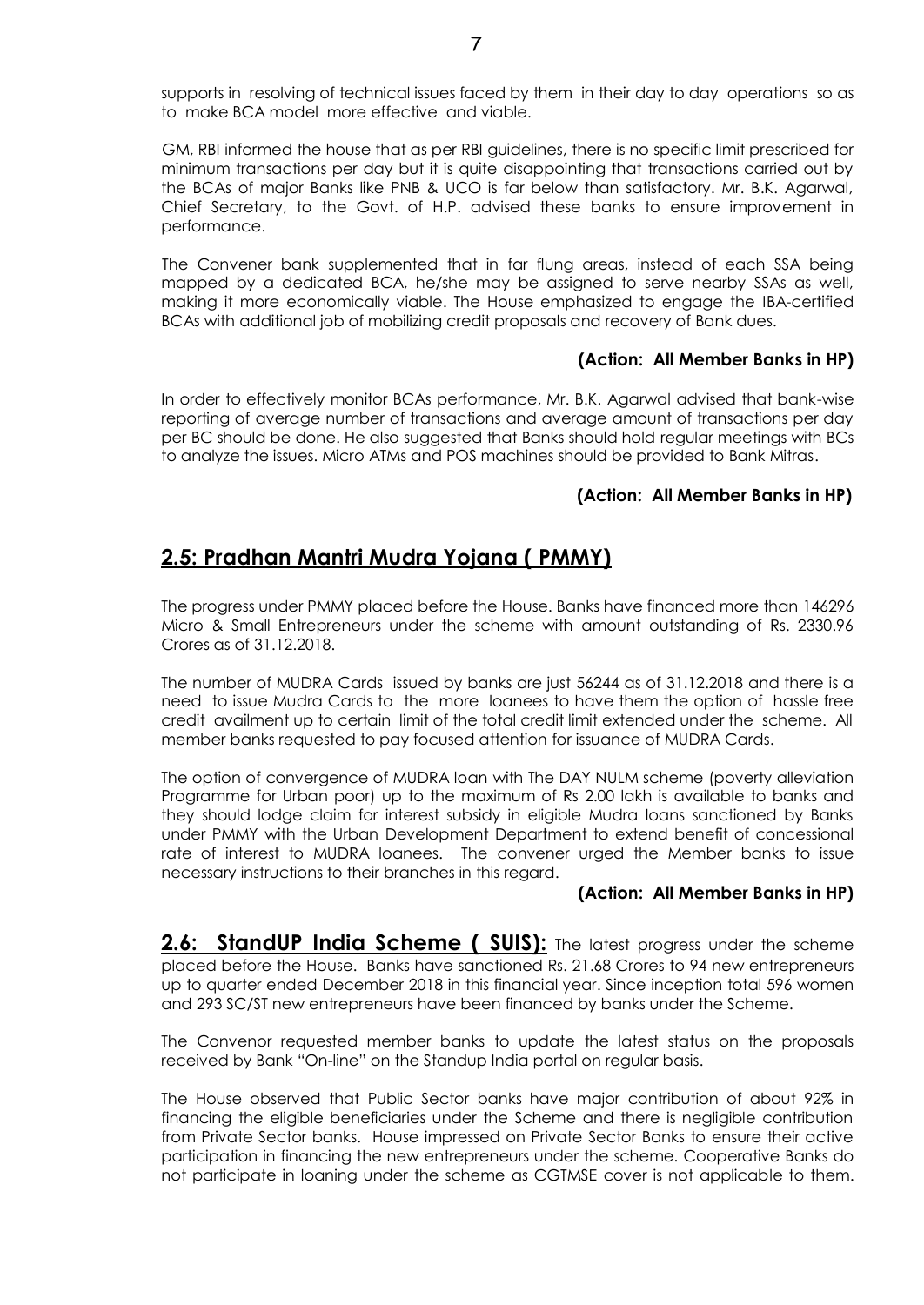supports in resolving of technical issues faced by them in their day to day operations so as to make BCA model more effective and viable.

GM, RBI informed the house that as per RBI guidelines, there is no specific limit prescribed for minimum transactions per day but it is quite disappointing that transactions carried out by the BCAs of major Banks like PNB & UCO is far below than satisfactory. Mr. B.K. Agarwal, Chief Secretary, to the Govt. of H.P. advised these banks to ensure improvement in performance.

The Convener bank supplemented that in far flung areas, instead of each SSA being mapped by a dedicated BCA, he/she may be assigned to serve nearby SSAs as well, making it more economically viable. The House emphasized to engage the IBA-certified BCAs with additional job of mobilizing credit proposals and recovery of Bank dues.

**(Action: All Member Banks in HP)**

In order to effectively monitor BCAs performance, Mr. B.K. Agarwal advised that bank-wise reporting of average number of transactions and average amount of transactions per day per BC should be done. He also suggested that Banks should hold regular meetings with BCs to analyze the issues. Micro ATMs and POS machines should be provided to Bank Mitras.

**(Action: All Member Banks in HP)**

## 2.5: Pradhan Mantri Mudra Yojana ( PMMY)

The progress under PMMY placed before the House. Banks have financed more than 146296 Micro & Small Entrepreneurs under the scheme with amount outstanding of Rs. 2330.96 Crores as of 31.12.2018.

The number of MUDRA Cards issued by banks are just 56244 as of 31.12.2018 and there is a need to issue Mudra Cards to the more loanees to have them the option of hassle free credit availment up to certain limit of the total credit limit extended under the scheme. All member banks requested to pay focused attention for issuance of MUDRA Cards.

The option of convergence of MUDRA loan with The DAY NULM scheme (poverty alleviation Programme for Urban poor) up to the maximum of Rs 2.00 lakh is available to banks and they should lodge claim for interest subsidy in eligible Mudra loans sanctioned by Banks under PMMY with the Urban Development Department to extend benefit of concessional rate of interest to MUDRA loanees. The convener urged the Member banks to issue necessary instructions to their branches in this regard.

**(Action: All Member Banks in HP)**

**2.6: StandUP India Scheme ( SUIS):** The latest progress under the scheme placed before the House. Banks have sanctioned Rs. 21.68 Crores to 94 new entrepreneurs up to quarter ended December 2018 in this financial year. Since inception total 596 women and 293 SC/ST new entrepreneurs have been financed by banks under the Scheme.

The Convenor requested member banks to update the latest status on the proposals received by Bank "On-line" on the Standup India portal on regular basis.

The House observed that Public Sector banks have major contribution of about 92% in financing the eligible beneficiaries under the Scheme and there is negligible contribution from Private Sector banks. House impressed on Private Sector Banks to ensure their active participation in financing the new entrepreneurs under the scheme. Cooperative Banks do not participate in loaning under the scheme as CGTMSE cover is not applicable to them.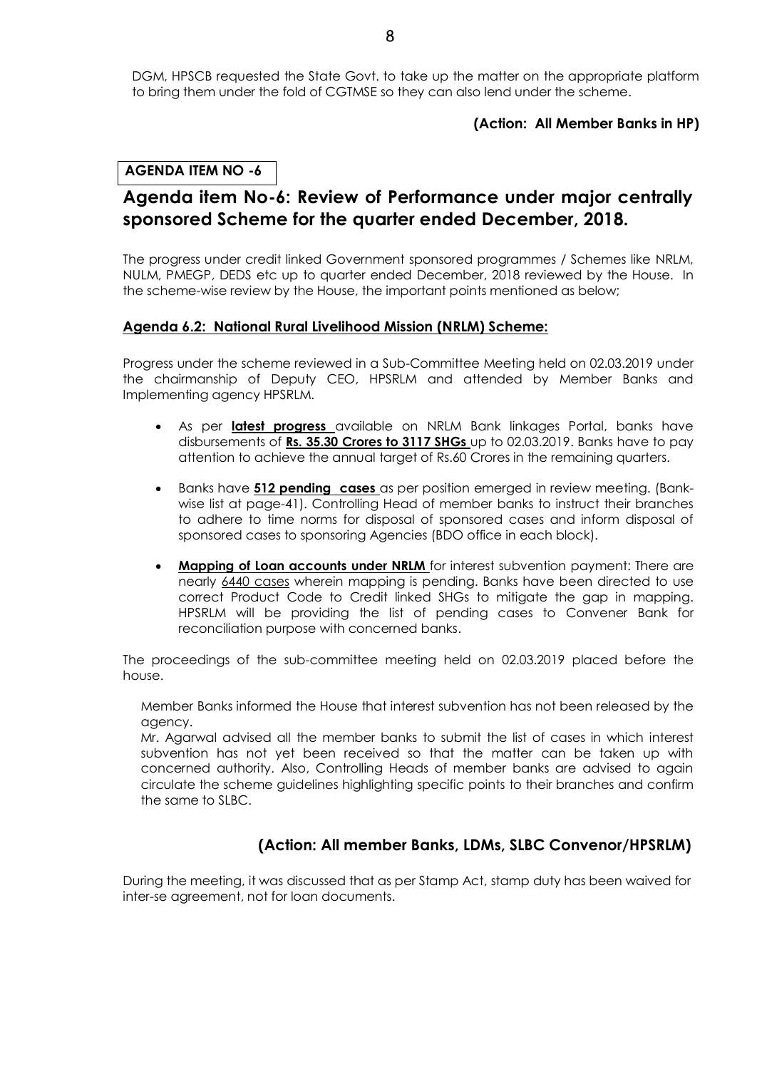DGM, HPSCB requested the State Govt. to take up the matter on the appropriate platform to bring them under the fold of CGTMSE so they can also lend under the scheme.

**(Action: All Member Banks in HP)**

**AGENDA ITEM NO -6**

## Agenda item No-6: Review of Performance under major centrally sponsored Scheme for the quarter ended December, 2018.

The progress under credit linked Government sponsored programmes / Schemes like NRLM, NULM, PMEGP, DEDS etc up to quarter ended December, 2018 reviewed by the House. In the scheme-wise review by the House, the important points mentioned as below;

### Agenda 6.2: National Rural Livelihood Mission (NRLM) Scheme:

Progress under the scheme reviewed in a Sub-Committee Meeting held on 02.03.2019 under the chairmanship of Deputy CEO, HPSRLM and attended by Member Banks and Implementing agency HPSRLM.

- As per **latest progress** available on NRLM Bank linkages Portal, banks have disbursements of **Rs. 35.30 Crores to 3117 SHGs** up to 02.03.2019. Banks have to pay attention to achieve the annual target of Rs.60 Crores in the remaining quarters.
- Banks have **512 pending cases** as per position emerged in review meeting. (Bank-wise list at page-41). Controlling Head of member banks to instruct their branches to adhere to time norms for disposal of sponsored cases and inform disposal of sponsored cases to sponsoring Agencies (BDO office in each block).
- **Mapping of Loan accounts under NRLM** for interest subvention payment: There are nearly 6440 cases wherein mapping is pending. Banks have been directed to use correct Product Code to Credit linked SHGs to mitigate the gap in mapping. HPSRLM will be providing the list of pending cases to Convener Bank for reconciliation purpose with concerned banks.

The proceedings of the sub-committee meeting held on 02.03.2019 placed before the house.

Member Banks informed the House that interest subvention has not been released by the agency.
Mr. Agarwal advised all the member banks to submit the list of cases in which interest subvention has not yet been received so that the matter can be taken up with concerned authority. Also, Controlling Heads of member banks are advised to again circulate the scheme guidelines highlighting specific points to their branches and confirm the same to SLBC.

**(Action: All member Banks, LDMs, SLBC Convenor/HPSRLM)**

During the meeting, it was discussed that as per Stamp Act, stamp duty has been waived for inter-se agreement, not for loan documents.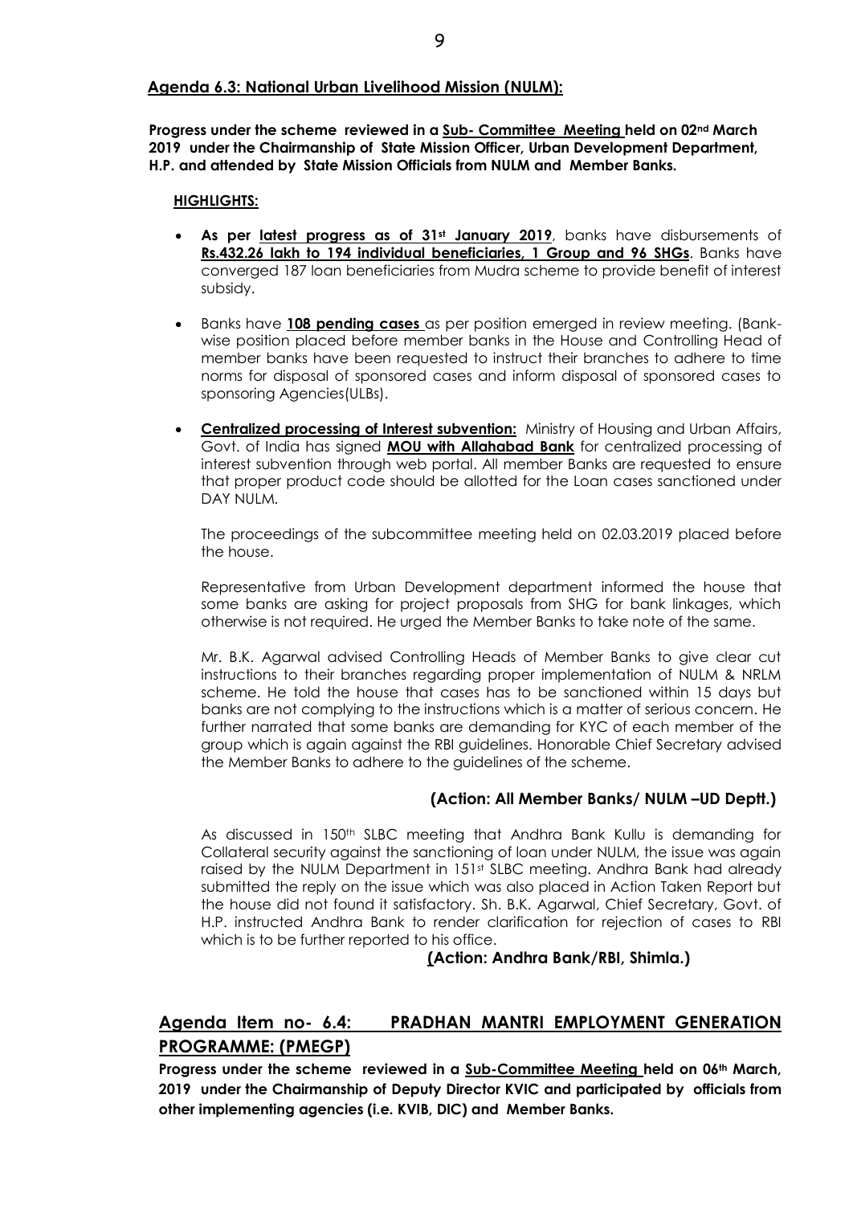## Agenda 6.3: National Urban Livelihood Mission (NULM):

**Progress under the scheme reviewed in a Sub- Committee Meeting held on 02nd March 2019 under the Chairmanship of State Mission Officer, Urban Development Department, H.P. and attended by State Mission Officials from NULM and Member Banks.**

**HIGHLIGHTS:**

- **As per latest progress as of 31st January 2019**, banks have disbursements of **Rs.432.26 lakh to 194 individual beneficiaries, 1 Group and 96 SHGs**. Banks have converged 187 loan beneficiaries from Mudra scheme to provide benefit of interest subsidy.
- Banks have **108 pending cases** as per position emerged in review meeting. (Bank-wise position placed before member banks in the House and Controlling Head of member banks have been requested to instruct their branches to adhere to time norms for disposal of sponsored cases and inform disposal of sponsored cases to sponsoring Agencies(ULBs).
- **Centralized processing of Interest subvention:** Ministry of Housing and Urban Affairs, Govt. of India has signed **MOU with Allahabad Bank** for centralized processing of interest subvention through web portal. All member Banks are requested to ensure that proper product code should be allotted for the Loan cases sanctioned under DAY NULM.

  The proceedings of the subcommittee meeting held on 02.03.2019 placed before the house.

  Representative from Urban Development department informed the house that some banks are asking for project proposals from SHG for bank linkages, which otherwise is not required. He urged the Member Banks to take note of the same.

  Mr. B.K. Agarwal advised Controlling Heads of Member Banks to give clear cut instructions to their branches regarding proper implementation of NULM & NRLM scheme. He told the house that cases has to be sanctioned within 15 days but banks are not complying to the instructions which is a matter of serious concern. He further narrated that some banks are demanding for KYC of each member of the group which is again against the RBI guidelines. Honorable Chief Secretary advised the Member Banks to adhere to the guidelines of the scheme.

**(Action: All Member Banks/ NULM –UD Deptt.)**

As discussed in 150th SLBC meeting that Andhra Bank Kullu is demanding for Collateral security against the sanctioning of loan under NULM, the issue was again raised by the NULM Department in 151st SLBC meeting. Andhra Bank had already submitted the reply on the issue which was also placed in Action Taken Report but the house did not found it satisfactory. Sh. B.K. Agarwal, Chief Secretary, Govt. of H.P. instructed Andhra Bank to render clarification for rejection of cases to RBI which is to be further reported to his office.

**(Action: Andhra Bank/RBI, Shimla.)**

## Agenda Item no- 6.4: PRADHAN MANTRI EMPLOYMENT GENERATION PROGRAMME: (PMEGP)

**Progress under the scheme reviewed in a Sub-Committee Meeting held on 06th March, 2019 under the Chairmanship of Deputy Director KVIC and participated by officials from other implementing agencies (i.e. KVIB, DIC) and Member Banks.**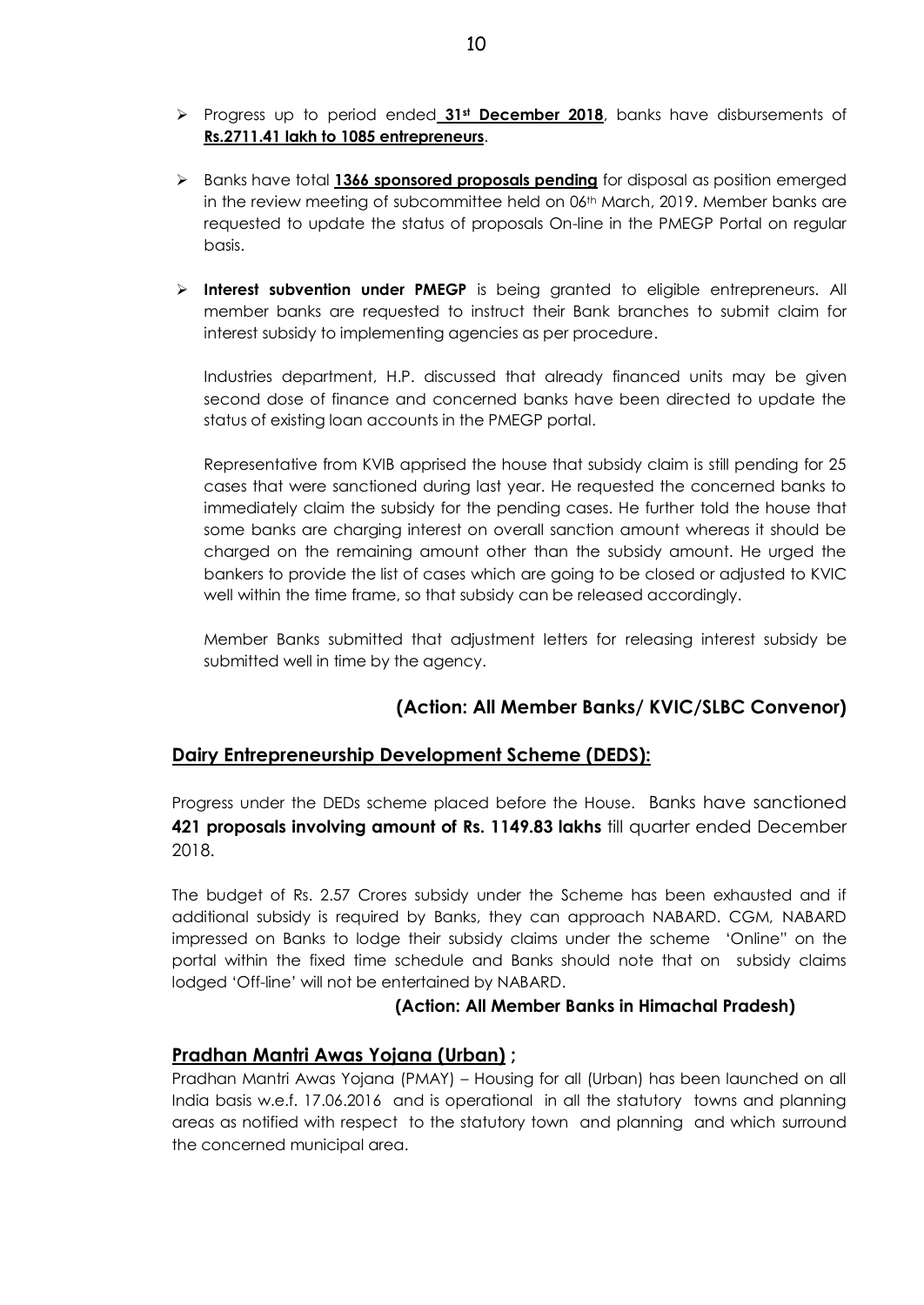- Progress up to period ended **31st December 2018**, banks have disbursements of **Rs.2711.41 lakh to 1085 entrepreneurs**.

- Banks have total **1366 sponsored proposals pending** for disposal as position emerged in the review meeting of subcommittee held on 06th March, 2019. Member banks are requested to update the status of proposals On-line in the PMEGP Portal on regular basis.

- **Interest subvention under PMEGP** is being granted to eligible entrepreneurs. All member banks are requested to instruct their Bank branches to submit claim for interest subsidy to implementing agencies as per procedure.

  Industries department, H.P. discussed that already financed units may be given second dose of finance and concerned banks have been directed to update the status of existing loan accounts in the PMEGP portal.

  Representative from KVIB apprised the house that subsidy claim is still pending for 25 cases that were sanctioned during last year. He requested the concerned banks to immediately claim the subsidy for the pending cases. He further told the house that some banks are charging interest on overall sanction amount whereas it should be charged on the remaining amount other than the subsidy amount. He urged the bankers to provide the list of cases which are going to be closed or adjusted to KVIC well within the time frame, so that subsidy can be released accordingly.

  Member Banks submitted that adjustment letters for releasing interest subsidy be submitted well in time by the agency.

**(Action: All Member Banks/ KVIC/SLBC Convenor)**

## Dairy Entrepreneurship Development Scheme (DEDS):

Progress under the DEDs scheme placed before the House. Banks have sanctioned **421 proposals involving amount of Rs. 1149.83 lakhs** till quarter ended December 2018.

The budget of Rs. 2.57 Crores subsidy under the Scheme has been exhausted and if additional subsidy is required by Banks, they can approach NABARD. CGM, NABARD impressed on Banks to lodge their subsidy claims under the scheme 'Online" on the portal within the fixed time schedule and Banks should note that on subsidy claims lodged 'Off-line' will not be entertained by NABARD.

**(Action: All Member Banks in Himachal Pradesh)**

## Pradhan Mantri Awas Yojana (Urban) ;

Pradhan Mantri Awas Yojana (PMAY) – Housing for all (Urban) has been launched on all India basis w.e.f. 17.06.2016 and is operational in all the statutory towns and planning areas as notified with respect to the statutory town and planning and which surround the concerned municipal area.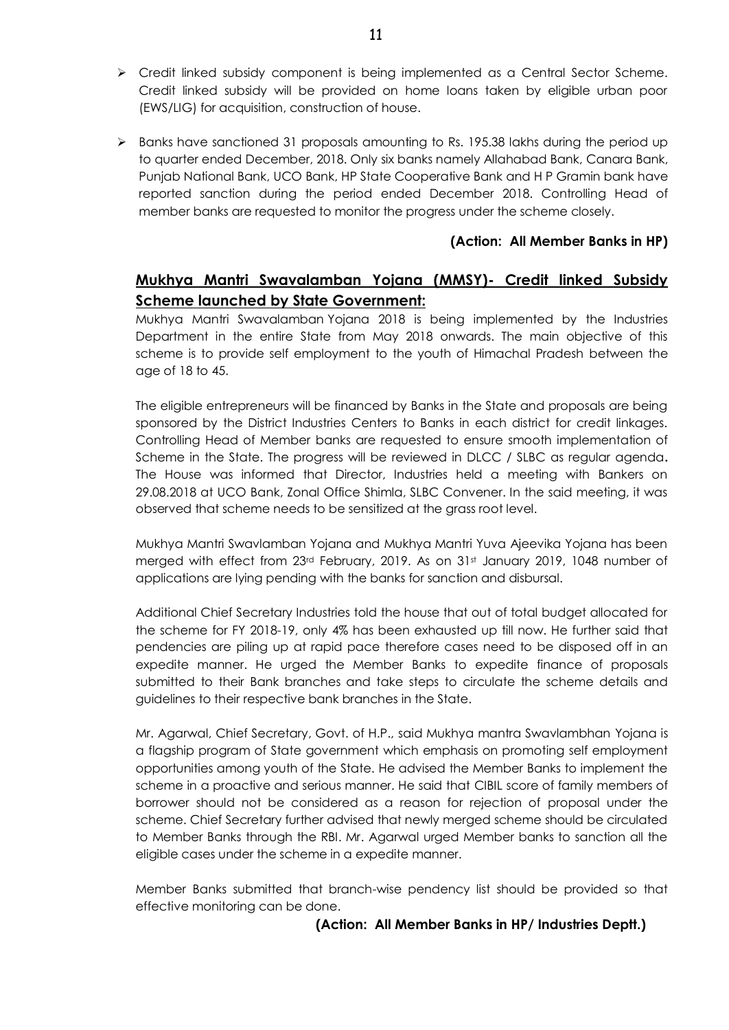- Credit linked subsidy component is being implemented as a Central Sector Scheme. Credit linked subsidy will be provided on home loans taken by eligible urban poor (EWS/LIG) for acquisition, construction of house.
- Banks have sanctioned 31 proposals amounting to Rs. 195.38 lakhs during the period up to quarter ended December, 2018. Only six banks namely Allahabad Bank, Canara Bank, Punjab National Bank, UCO Bank, HP State Cooperative Bank and H P Gramin bank have reported sanction during the period ended December 2018. Controlling Head of member banks are requested to monitor the progress under the scheme closely.

**(Action: All Member Banks in HP)**

## Mukhya Mantri Swavalamban Yojana (MMSY)- Credit linked Subsidy Scheme launched by State Government:

Mukhya Mantri Swavalamban Yojana 2018 is being implemented by the Industries Department in the entire State from May 2018 onwards. The main objective of this scheme is to provide self employment to the youth of Himachal Pradesh between the age of 18 to 45.

The eligible entrepreneurs will be financed by Banks in the State and proposals are being sponsored by the District Industries Centers to Banks in each district for credit linkages. Controlling Head of Member banks are requested to ensure smooth implementation of Scheme in the State. The progress will be reviewed in DLCC / SLBC as regular agenda. The House was informed that Director, Industries held a meeting with Bankers on 29.08.2018 at UCO Bank, Zonal Office Shimla, SLBC Convener. In the said meeting, it was observed that scheme needs to be sensitized at the grass root level.

Mukhya Mantri Swavlamban Yojana and Mukhya Mantri Yuva Ajeevika Yojana has been merged with effect from 23rd February, 2019. As on 31st January 2019, 1048 number of applications are lying pending with the banks for sanction and disbursal.

Additional Chief Secretary Industries told the house that out of total budget allocated for the scheme for FY 2018-19, only 4% has been exhausted up till now. He further said that pendencies are piling up at rapid pace therefore cases need to be disposed off in an expedite manner. He urged the Member Banks to expedite finance of proposals submitted to their Bank branches and take steps to circulate the scheme details and guidelines to their respective bank branches in the State.

Mr. Agarwal, Chief Secretary, Govt. of H.P., said Mukhya mantra Swavlambhan Yojana is a flagship program of State government which emphasis on promoting self employment opportunities among youth of the State. He advised the Member Banks to implement the scheme in a proactive and serious manner. He said that CIBIL score of family members of borrower should not be considered as a reason for rejection of proposal under the scheme. Chief Secretary further advised that newly merged scheme should be circulated to Member Banks through the RBI. Mr. Agarwal urged Member banks to sanction all the eligible cases under the scheme in a expedite manner.

Member Banks submitted that branch-wise pendency list should be provided so that effective monitoring can be done.

**(Action: All Member Banks in HP/ Industries Deptt.)**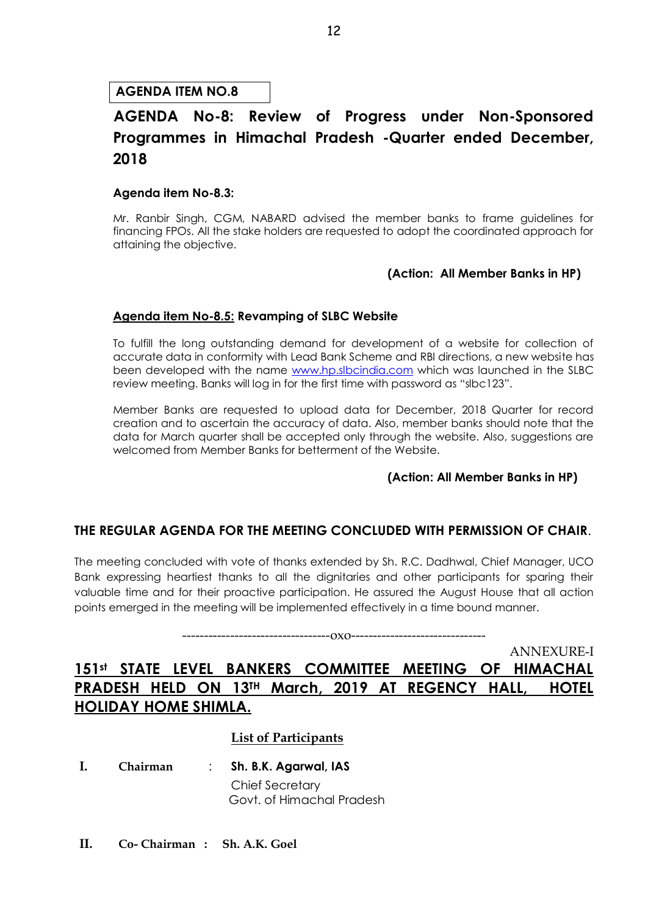**AGENDA ITEM NO.8**

# AGENDA No-8: Review of Progress under Non-Sponsored Programmes in Himachal Pradesh -Quarter ended December, 2018

### Agenda item No-8.3:

Mr. Ranbir Singh, CGM, NABARD advised the member banks to frame guidelines for financing FPOs. All the stake holders are requested to adopt the coordinated approach for attaining the objective.

**(Action: All Member Banks in HP)**

### Agenda item No-8.5: Revamping of SLBC Website

To fulfill the long outstanding demand for development of a website for collection of accurate data in conformity with Lead Bank Scheme and RBI directions, a new website has been developed with the name www.hp.slbcindia.com which was launched in the SLBC review meeting. Banks will log in for the first time with password as "slbc123".

Member Banks are requested to upload data for December, 2018 Quarter for record creation and to ascertain the accuracy of data. Also, member banks should note that the data for March quarter shall be accepted only through the website. Also, suggestions are welcomed from Member Banks for betterment of the Website.

**(Action: All Member Banks in HP)**

**THE REGULAR AGENDA FOR THE MEETING CONCLUDED WITH PERMISSION OF CHAIR.**

The meeting concluded with vote of thanks extended by Sh. R.C. Dadhwal, Chief Manager, UCO Bank expressing heartiest thanks to all the dignitaries and other participants for sparing their valuable time and for their proactive participation. He assured the August House that all action points emerged in the meeting will be implemented effectively in a time bound manner.

---------------------------------oxo-------------------------------

ANNEXURE-I

## 151st STATE LEVEL BANKERS COMMITTEE MEETING OF HIMACHAL PRADESH HELD ON 13TH March, 2019 AT REGENCY HALL, HOTEL HOLIDAY HOME SHIMLA.

**List of Participants**

**I. Chairman : Sh. B.K. Agarwal, IAS**
Chief Secretary
Govt. of Himachal Pradesh

**II. Co- Chairman : Sh. A.K. Goel**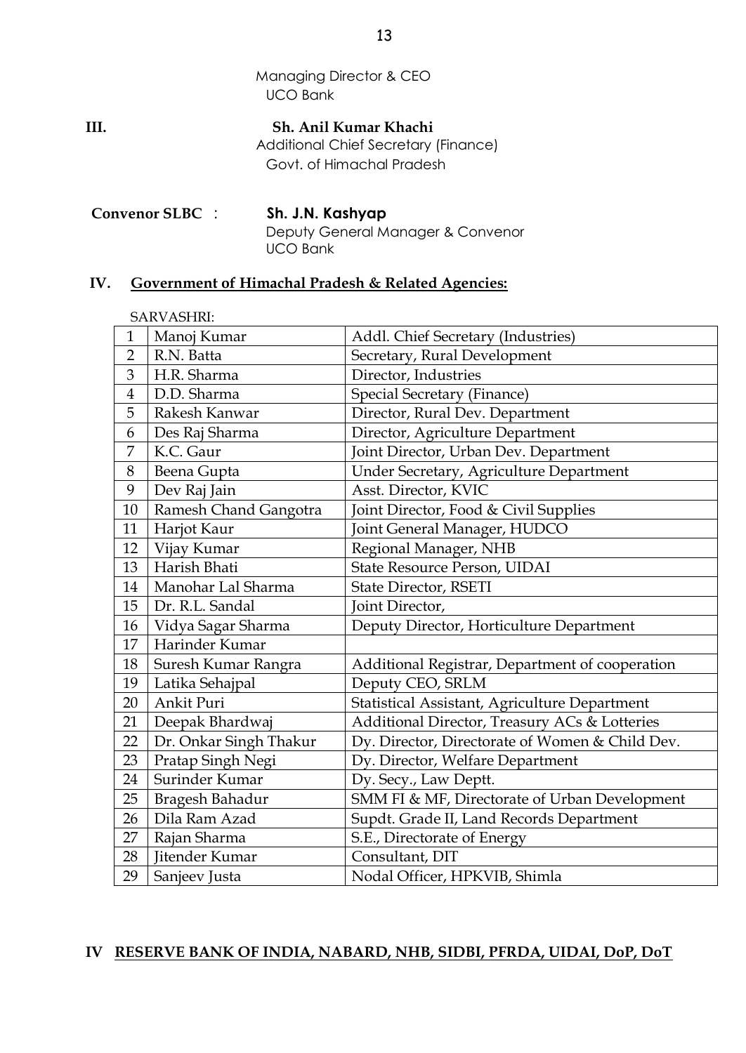Managing Director & CEO
UCO Bank

**III.** **Sh. Anil Kumar Khachi**
Additional Chief Secretary (Finance)
Govt. of Himachal Pradesh

**Convenor SLBC** : **Sh. J.N. Kashyap**
Deputy General Manager & Convenor
UCO Bank

## IV. Government of Himachal Pradesh & Related Agencies:

SARVASHRI:

| | | |
|---|---|---|
| 1 | Manoj Kumar | Addl. Chief Secretary (Industries) |
| 2 | R.N. Batta | Secretary, Rural Development |
| 3 | H.R. Sharma | Director, Industries |
| 4 | D.D. Sharma | Special Secretary (Finance) |
| 5 | Rakesh Kanwar | Director, Rural Dev. Department |
| 6 | Des Raj Sharma | Director, Agriculture Department |
| 7 | K.C. Gaur | Joint Director, Urban Dev. Department |
| 8 | Beena Gupta | Under Secretary, Agriculture Department |
| 9 | Dev Raj Jain | Asst. Director, KVIC |
| 10 | Ramesh Chand Gangotra | Joint Director, Food & Civil Supplies |
| 11 | Harjot Kaur | Joint General Manager, HUDCO |
| 12 | Vijay Kumar | Regional Manager, NHB |
| 13 | Harish Bhati | State Resource Person, UIDAI |
| 14 | Manohar Lal Sharma | State Director, RSETI |
| 15 | Dr. R.L. Sandal | Joint Director, |
| 16 | Vidya Sagar Sharma | Deputy Director, Horticulture Department |
| 17 | Harinder Kumar | |
| 18 | Suresh Kumar Rangra | Additional Registrar, Department of cooperation |
| 19 | Latika Sehajpal | Deputy CEO, SRLM |
| 20 | Ankit Puri | Statistical Assistant, Agriculture Department |
| 21 | Deepak Bhardwaj | Additional Director, Treasury ACs & Lotteries |
| 22 | Dr. Onkar Singh Thakur | Dy. Director, Directorate of Women & Child Dev. |
| 23 | Pratap Singh Negi | Dy. Director, Welfare Department |
| 24 | Surinder Kumar | Dy. Secy., Law Deptt. |
| 25 | Bragesh Bahadur | SMM FI & MF, Directorate of Urban Development |
| 26 | Dila Ram Azad | Supdt. Grade II, Land Records Department |
| 27 | Rajan Sharma | S.E., Directorate of Energy |
| 28 | Jitender Kumar | Consultant, DIT |
| 29 | Sanjeev Justa | Nodal Officer, HPKVIB, Shimla |

## IV RESERVE BANK OF INDIA, NABARD, NHB, SIDBI, PFRDA, UIDAI, DoP, DoT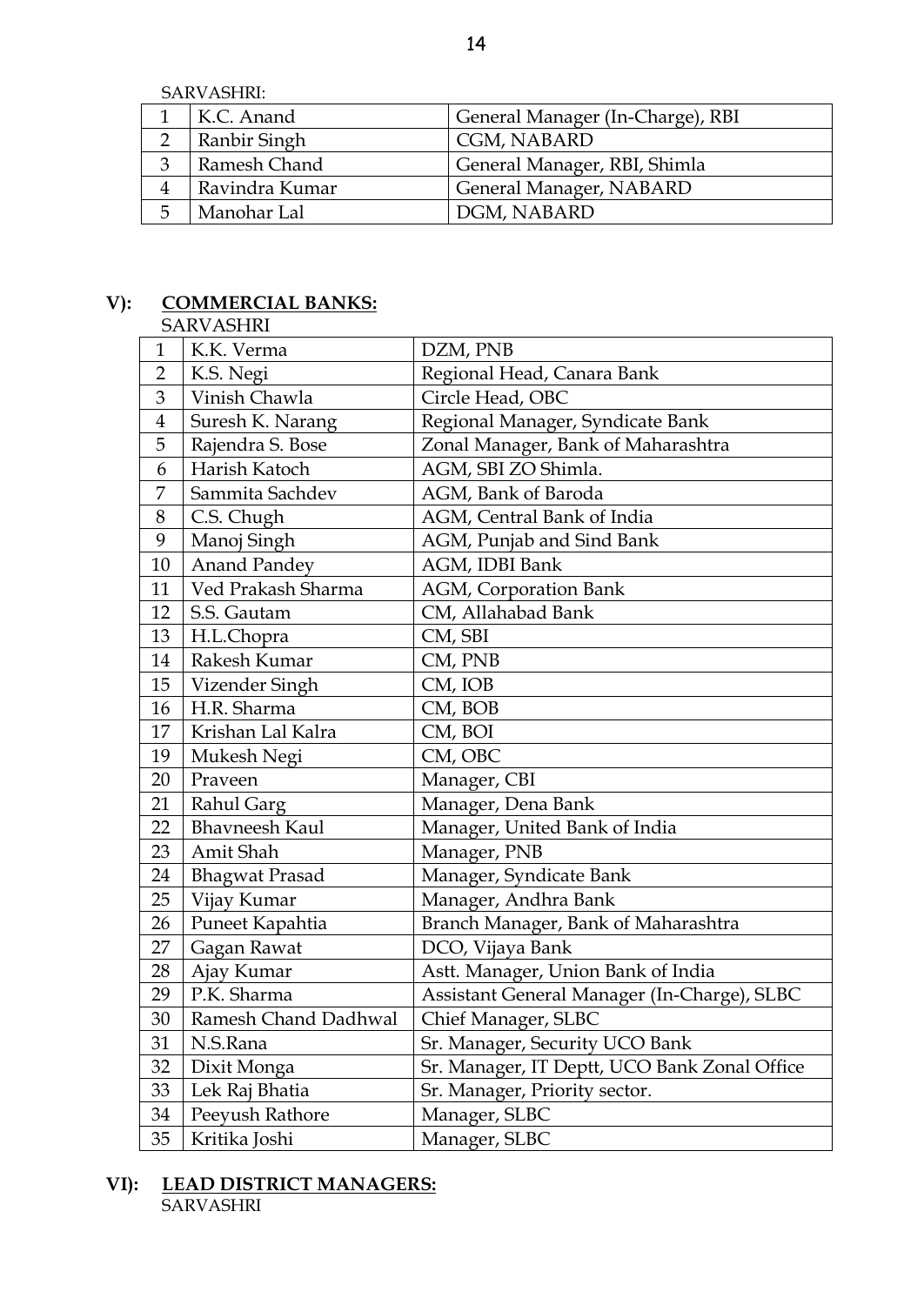SARVASHRI:

| | | |
|---|---|---|
| 1 | K.C. Anand | General Manager (In-Charge), RBI |
| 2 | Ranbir Singh | CGM, NABARD |
| 3 | Ramesh Chand | General Manager, RBI, Shimla |
| 4 | Ravindra Kumar | General Manager, NABARD |
| 5 | Manohar Lal | DGM, NABARD |

## V): COMMERCIAL BANKS:

SARVASHRI

| | | |
|---|---|---|
| 1 | K.K. Verma | DZM, PNB |
| 2 | K.S. Negi | Regional Head, Canara Bank |
| 3 | Vinish Chawla | Circle Head, OBC |
| 4 | Suresh K. Narang | Regional Manager, Syndicate Bank |
| 5 | Rajendra S. Bose | Zonal Manager, Bank of Maharashtra |
| 6 | Harish Katoch | AGM, SBI ZO Shimla. |
| 7 | Sammita Sachdev | AGM, Bank of Baroda |
| 8 | C.S. Chugh | AGM, Central Bank of India |
| 9 | Manoj Singh | AGM, Punjab and Sind Bank |
| 10 | Anand Pandey | AGM, IDBI Bank |
| 11 | Ved Prakash Sharma | AGM, Corporation Bank |
| 12 | S.S. Gautam | CM, Allahabad Bank |
| 13 | H.L.Chopra | CM, SBI |
| 14 | Rakesh Kumar | CM, PNB |
| 15 | Vizender Singh | CM, IOB |
| 16 | H.R. Sharma | CM, BOB |
| 17 | Krishan Lal Kalra | CM, BOI |
| 19 | Mukesh Negi | CM, OBC |
| 20 | Praveen | Manager, CBI |
| 21 | Rahul Garg | Manager, Dena Bank |
| 22 | Bhavneesh Kaul | Manager, United Bank of India |
| 23 | Amit Shah | Manager, PNB |
| 24 | Bhagwat Prasad | Manager, Syndicate Bank |
| 25 | Vijay Kumar | Manager, Andhra Bank |
| 26 | Puneet Kapahtia | Branch Manager, Bank of Maharashtra |
| 27 | Gagan Rawat | DCO, Vijaya Bank |
| 28 | Ajay Kumar | Astt. Manager, Union Bank of India |
| 29 | P.K. Sharma | Assistant General Manager (In-Charge), SLBC |
| 30 | Ramesh Chand Dadhwal | Chief Manager, SLBC |
| 31 | N.S.Rana | Sr. Manager, Security UCO Bank |
| 32 | Dixit Monga | Sr. Manager, IT Deptt, UCO Bank Zonal Office |
| 33 | Lek Raj Bhatia | Sr. Manager, Priority sector. |
| 34 | Peeyush Rathore | Manager, SLBC |
| 35 | Kritika Joshi | Manager, SLBC |

## VI): LEAD DISTRICT MANAGERS:

SARVASHRI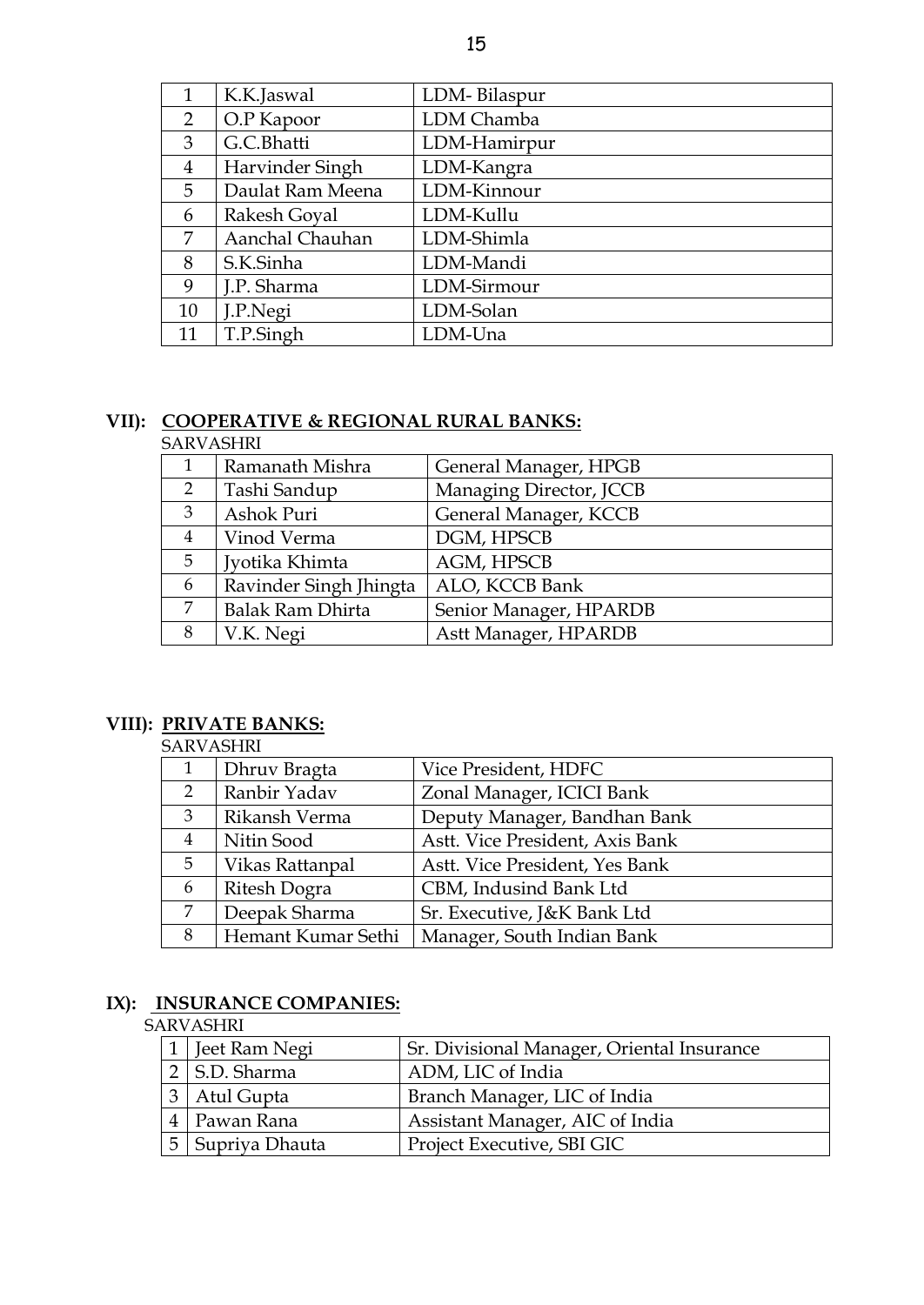| 1 | K.K.Jaswal | LDM- Bilaspur |
|---|---|---|
| 2 | O.P Kapoor | LDM Chamba |
| 3 | G.C.Bhatti | LDM-Hamirpur |
| 4 | Harvinder Singh | LDM-Kangra |
| 5 | Daulat Ram Meena | LDM-Kinnour |
| 6 | Rakesh Goyal | LDM-Kullu |
| 7 | Aanchal Chauhan | LDM-Shimla |
| 8 | S.K.Sinha | LDM-Mandi |
| 9 | J.P. Sharma | LDM-Sirmour |
| 10 | J.P.Negi | LDM-Solan |
| 11 | T.P.Singh | LDM-Una |

## VII): COOPERATIVE & REGIONAL RURAL BANKS:

SARVASHRI

| 1 | Ramanath Mishra | General Manager, HPGB |
|---|---|---|
| 2 | Tashi Sandup | Managing Director, JCCB |
| 3 | Ashok Puri | General Manager, KCCB |
| 4 | Vinod Verma | DGM, HPSCB |
| 5 | Jyotika Khimta | AGM, HPSCB |
| 6 | Ravinder Singh Jhingta | ALO, KCCB Bank |
| 7 | Balak Ram Dhirta | Senior Manager, HPARDB |
| 8 | V.K. Negi | Astt Manager, HPARDB |

## VIII): PRIVATE BANKS:

SARVASHRI

| 1 | Dhruv Bragta | Vice President, HDFC |
|---|---|---|
| 2 | Ranbir Yadav | Zonal Manager, ICICI Bank |
| 3 | Rikansh Verma | Deputy Manager, Bandhan Bank |
| 4 | Nitin Sood | Astt. Vice President, Axis Bank |
| 5 | Vikas Rattanpal | Astt. Vice President, Yes Bank |
| 6 | Ritesh Dogra | CBM, Indusind Bank Ltd |
| 7 | Deepak Sharma | Sr. Executive, J&K Bank Ltd |
| 8 | Hemant Kumar Sethi | Manager, South Indian Bank |

## IX): INSURANCE COMPANIES:

SARVASHRI

| 1 | Jeet Ram Negi | Sr. Divisional Manager, Oriental Insurance |
|---|---|---|
| 2 | S.D. Sharma | ADM, LIC of India |
| 3 | Atul Gupta | Branch Manager, LIC of India |
| 4 | Pawan Rana | Assistant Manager, AIC of India |
| 5 | Supriya Dhauta | Project Executive, SBI GIC |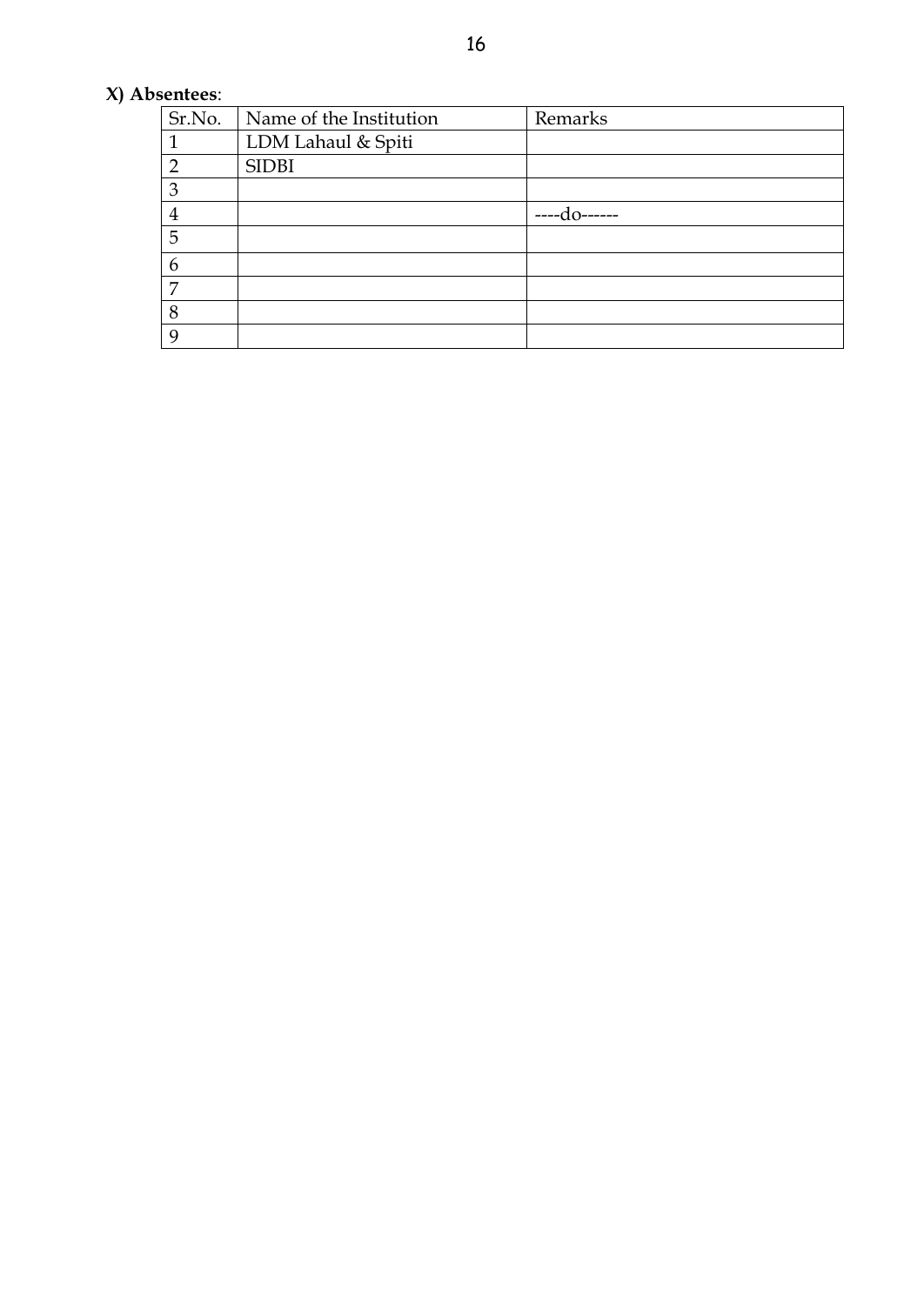**X) Absentees**:

| Sr.No. | Name of the Institution | Remarks |
|---|---|---|
| 1 | LDM Lahaul & Spiti | |
| 2 | SIDBI | |
| 3 | | |
| 4 | | ----do------ |
| 5 | | |
| 6 | | |
| 7 | | |
| 8 | | |
| 9 | | |